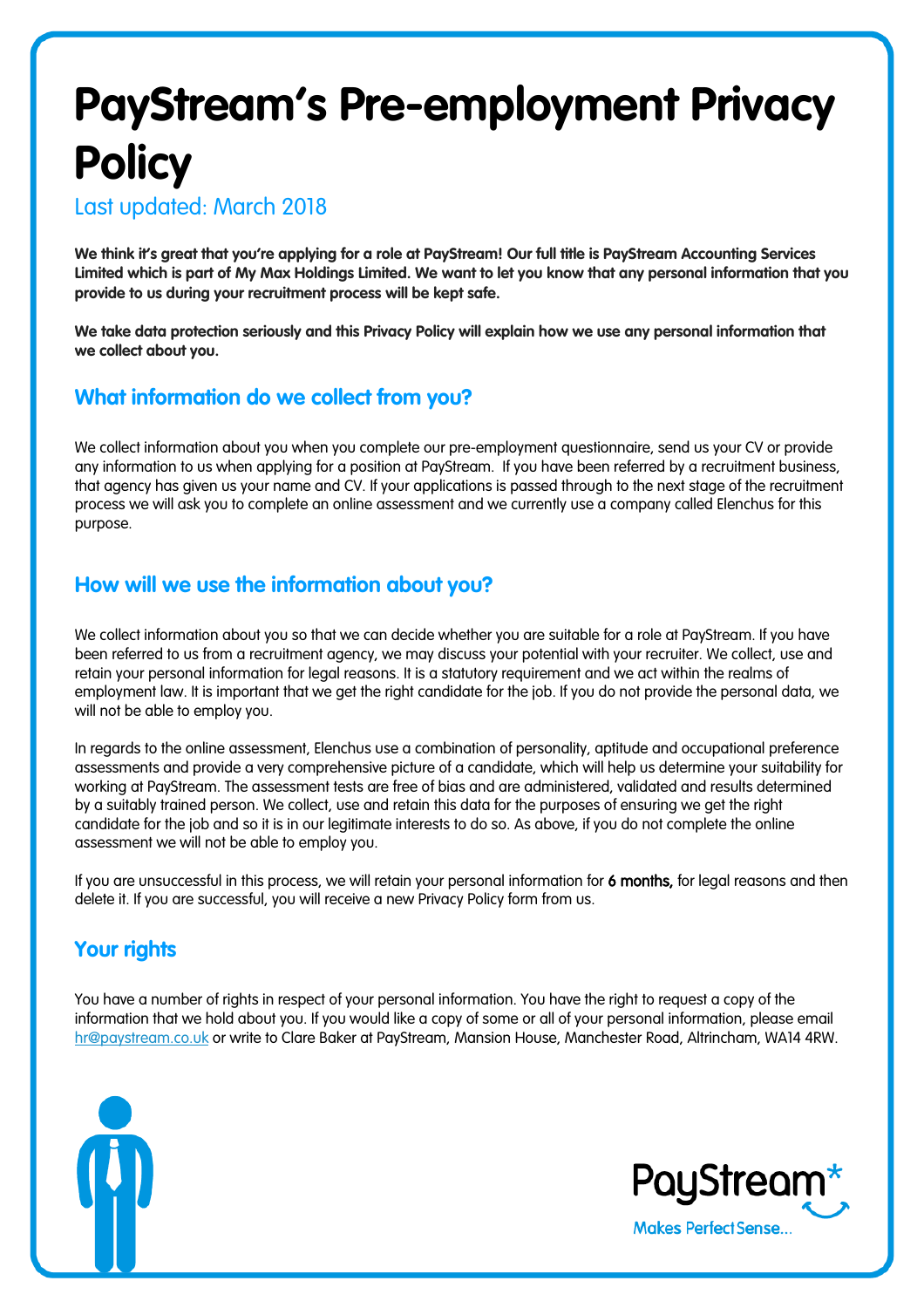# PayStream's Pre-employment Privacy Policy

Last updated: March 2018

**We think it's great that you're applying for a role at PayStream! Our full title is PayStream Accounting Services Limited which is part of My Max Holdings Limited. We want to let you know that any personal information that you provide to us during your recruitment process will be kept safe.**

**We take data protection seriously and this Privacy Policy will explain how we use any personal information that we collect about you.**

## What information do we collect from you?

We collect information about you when you complete our pre-employment questionnaire, send us your CV or provide any information to us when applying for a position at PayStream. If you have been referred by a recruitment business, that agency has given us your name and CV. If your applications is passed through to the next stage of the recruitment process we will ask you to complete an online assessment and we currently use a company called Elenchus for this purpose.

## How will we use the information about you?

We collect information about you so that we can decide whether you are suitable for a role at PayStream. If you have been referred to us from a recruitment agency, we may discuss your potential with your recruiter. We collect, use and retain your personal information for legal reasons. It is a statutory requirement and we act within the realms of employment law. It is important that we get the right candidate for the job. If you do not provide the personal data, we will not be able to employ you.

In regards to the online assessment, Elenchus use a combination of personality, aptitude and occupational preference assessments and provide a very comprehensive picture of a candidate, which will help us determine your suitability for working at PayStream. The assessment tests are free of bias and are administered, validated and results determined by a suitably trained person. We collect, use and retain this data for the purposes of ensuring we get the right candidate for the job and so it is in our legitimate interests to do so. As above, if you do not complete the online assessment we will not be able to employ you.

If you are unsuccessful in this process, we will retain your personal information for **6 months,** for legal reasons and then delete it. If you are successful, you will receive a new Privacy Policy form from us.

## Your rights

You have a number of rights in respect of your personal information. You have the right to request a copy of the information that we hold about you. If you would like a copy of some or all of your personal information, please email hr@paystream.co.uk or write to Clare Baker at PayStream, Mansion House, Manchester Road, Altrincham, WA14 4RW.

PayStream*

Makes Perfect Sense...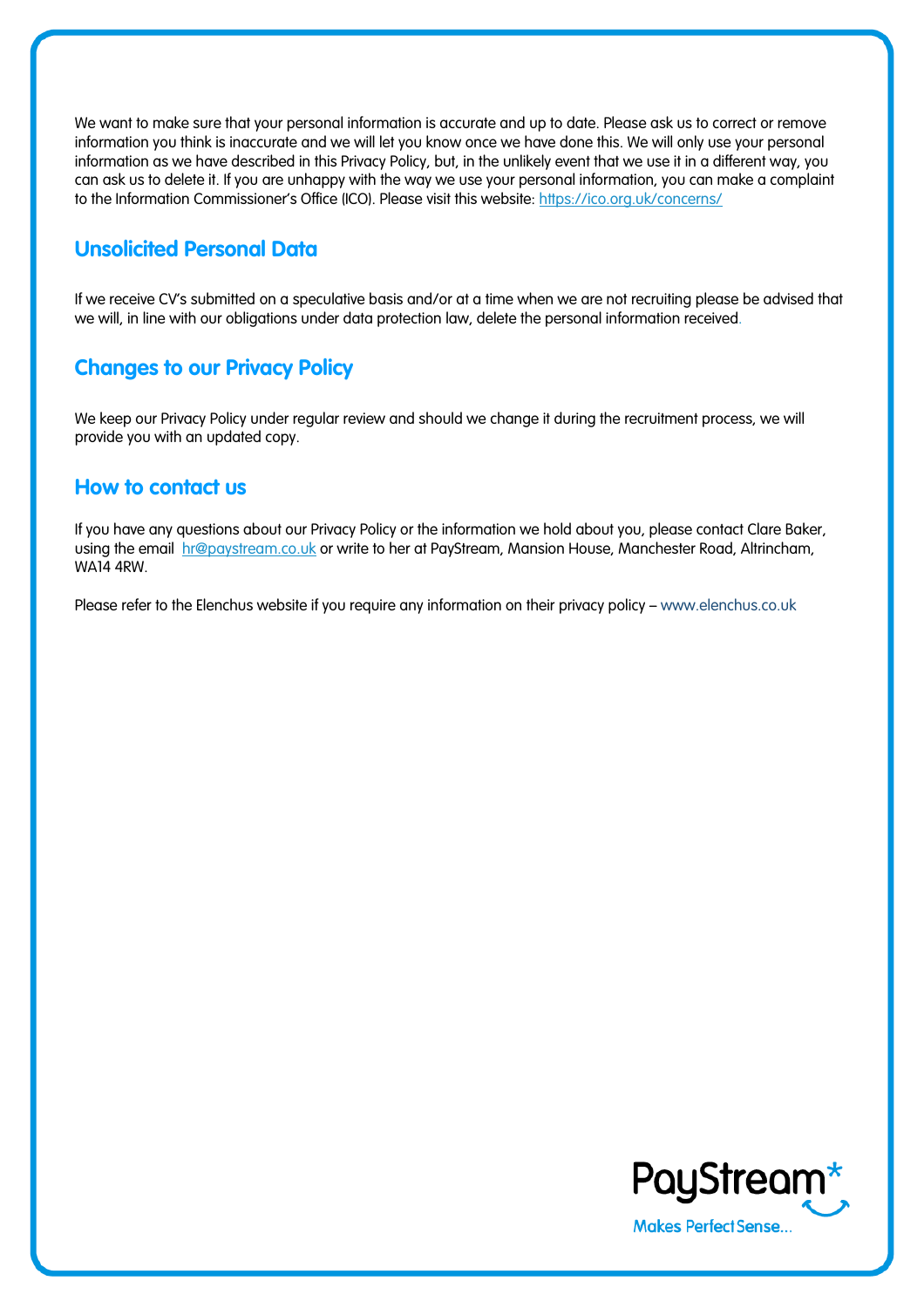We want to make sure that your personal information is accurate and up to date. Please ask us to correct or remove information you think is inaccurate and we will let you know once we have done this. We will only use your personal information as we have described in this Privacy Policy, but, in the unlikely event that we use it in a different way, you can ask us to delete it. If you are unhappy with the way we use your personal information, you can make a complaint to the Information Commissioner's Office (ICO). Please visit this website: https://ico.org.uk/concerns/

## Unsolicited Personal Data

If we receive CV's submitted on a speculative basis and/or at a time when we are not recruiting please be advised that we will, in line with our obligations under data protection law, delete the personal information received.

## Changes to our Privacy Policy

We keep our Privacy Policy under regular review and should we change it during the recruitment process, we will provide you with an updated copy.

## How to contact us

If you have any questions about our Privacy Policy or the information we hold about you, please contact Clare Baker, using the email hr@paystream.co.uk or write to her at PayStream, Mansion House, Manchester Road, Altrincham, WA14 4RW.

Please refer to the Elenchus website if you require any information on their privacy policy – www.elenchus.co.uk

PayStream*
Makes Perfect Sense...